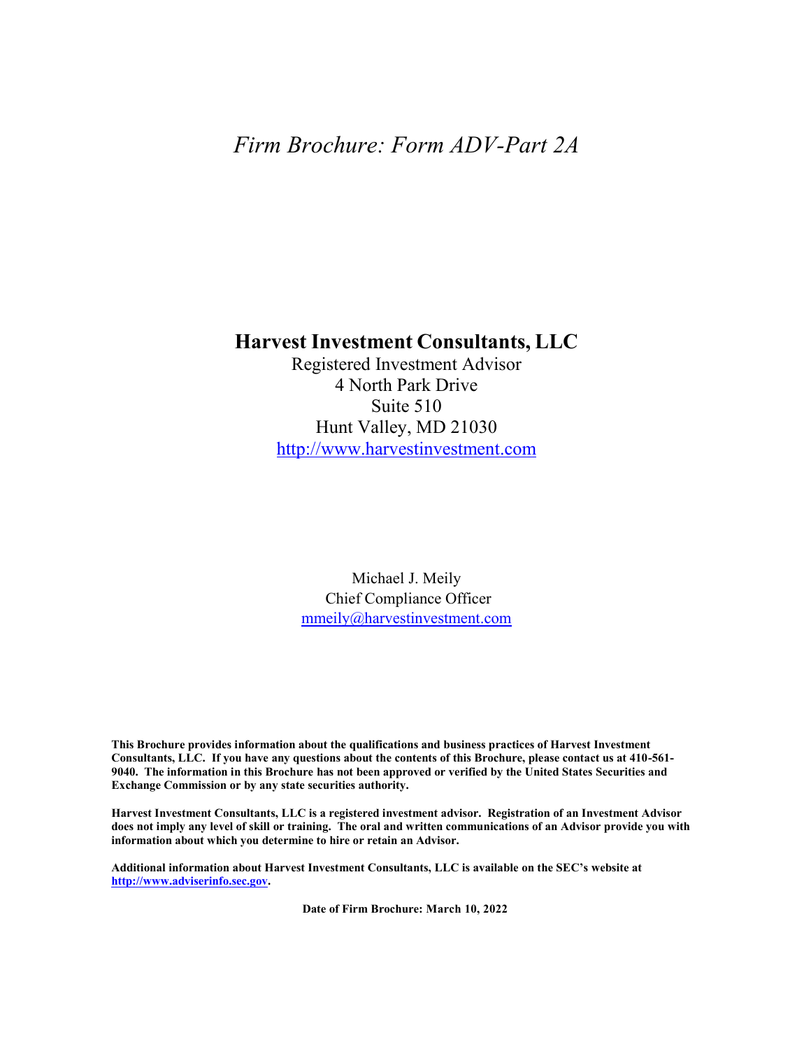*Firm Brochure: Form ADV-Part 2A*

# Harvest Investment Consultants, LLC

Registered Investment Advisor
4 North Park Drive
Suite 510
Hunt Valley, MD 21030
http://www.harvestinvestment.com

Michael J. Meily
Chief Compliance Officer
mmeily@harvestinvestment.com

**This Brochure provides information about the qualifications and business practices of Harvest Investment Consultants, LLC. If you have any questions about the contents of this Brochure, please contact us at 410-561-9040. The information in this Brochure has not been approved or verified by the United States Securities and Exchange Commission or by any state securities authority.**

**Harvest Investment Consultants, LLC is a registered investment advisor. Registration of an Investment Advisor does not imply any level of skill or training. The oral and written communications of an Advisor provide you with information about which you determine to hire or retain an Advisor.**

**Additional information about Harvest Investment Consultants, LLC is available on the SEC's website at http://www.adviserinfo.sec.gov.**

**Date of Firm Brochure: March 10, 2022**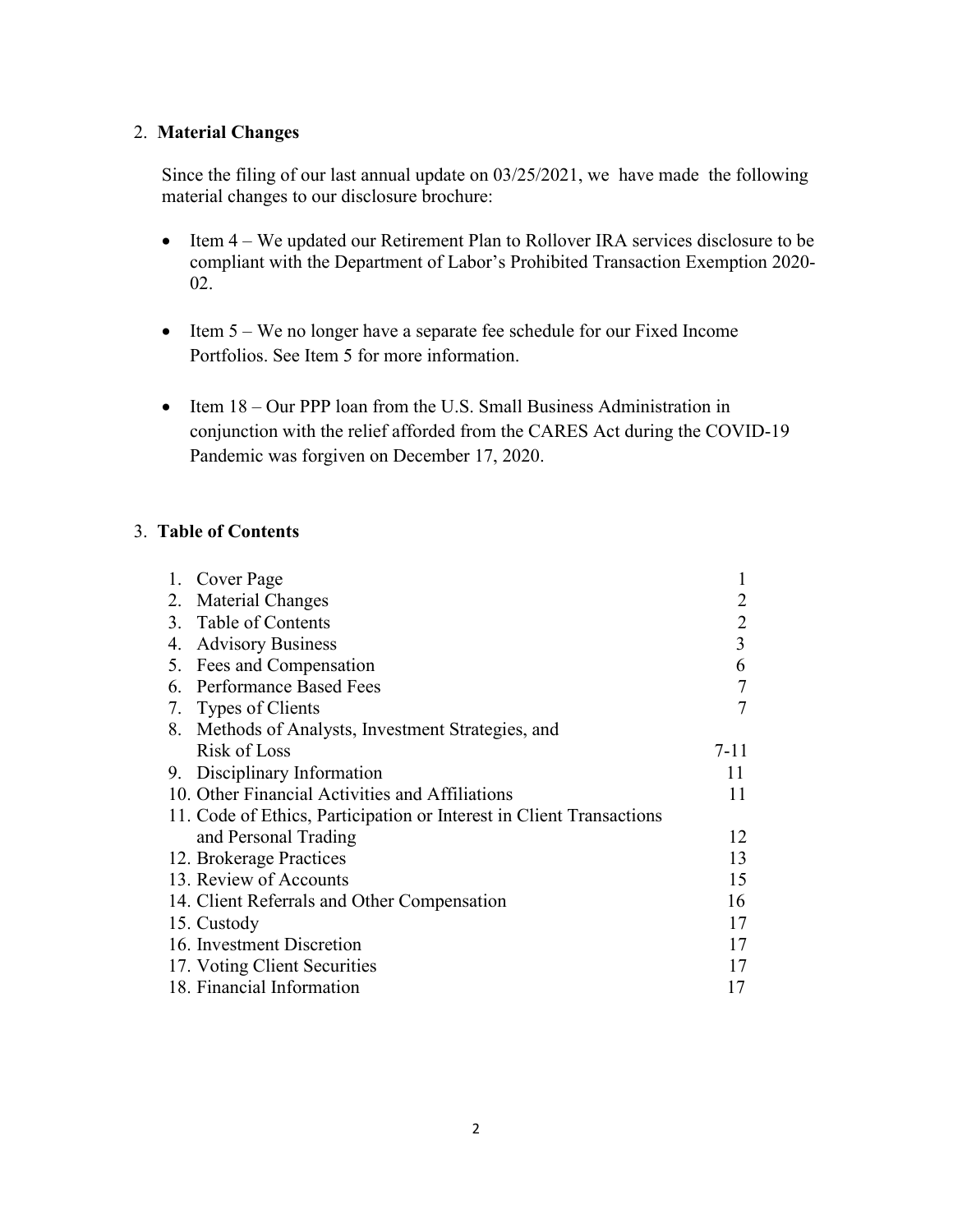## 2. **Material Changes**

Since the filing of our last annual update on 03/25/2021, we have made the following material changes to our disclosure brochure:

- Item 4 – We updated our Retirement Plan to Rollover IRA services disclosure to be compliant with the Department of Labor's Prohibited Transaction Exemption 2020-02.
- Item 5 – We no longer have a separate fee schedule for our Fixed Income Portfolios. See Item 5 for more information.
- Item 18 – Our PPP loan from the U.S. Small Business Administration in conjunction with the relief afforded from the CARES Act during the COVID-19 Pandemic was forgiven on December 17, 2020.

## 3. **Table of Contents**

| | |
|---|---|
| 1. Cover Page | 1 |
| 2. Material Changes | 2 |
| 3. Table of Contents | 2 |
| 4. Advisory Business | 3 |
| 5. Fees and Compensation | 6 |
| 6. Performance Based Fees | 7 |
| 7. Types of Clients | 7 |
| 8. Methods of Analysts, Investment Strategies, and Risk of Loss | 7-11 |
| 9. Disciplinary Information | 11 |
| 10. Other Financial Activities and Affiliations | 11 |
| 11. Code of Ethics, Participation or Interest in Client Transactions and Personal Trading | 12 |
| 12. Brokerage Practices | 13 |
| 13. Review of Accounts | 15 |
| 14. Client Referrals and Other Compensation | 16 |
| 15. Custody | 17 |
| 16. Investment Discretion | 17 |
| 17. Voting Client Securities | 17 |
| 18. Financial Information | 17 |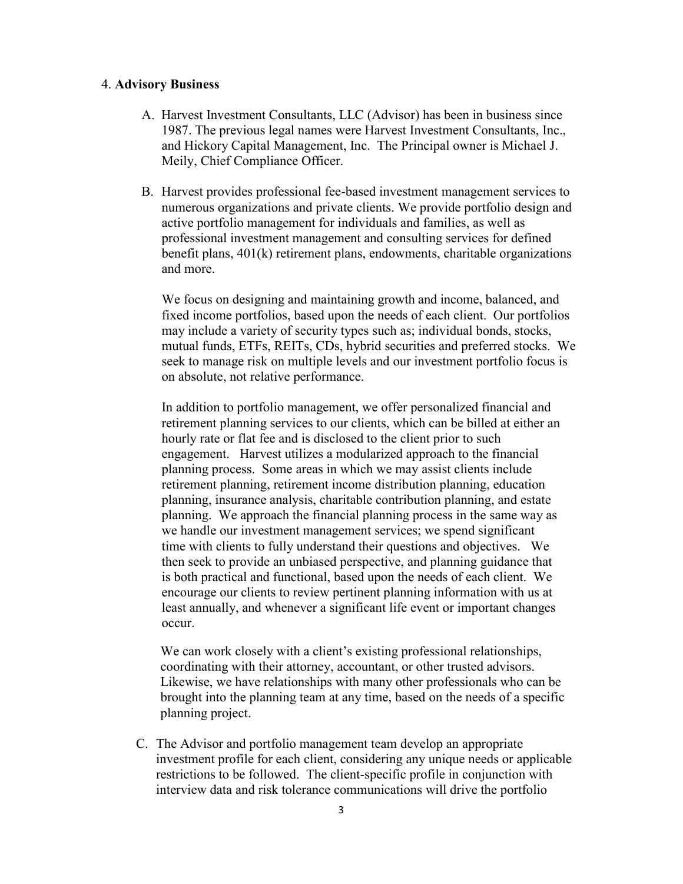## 4. **Advisory Business**

A. Harvest Investment Consultants, LLC (Advisor) has been in business since 1987. The previous legal names were Harvest Investment Consultants, Inc., and Hickory Capital Management, Inc. The Principal owner is Michael J. Meily, Chief Compliance Officer.

B. Harvest provides professional fee-based investment management services to numerous organizations and private clients. We provide portfolio design and active portfolio management for individuals and families, as well as professional investment management and consulting services for defined benefit plans, 401(k) retirement plans, endowments, charitable organizations and more.

   We focus on designing and maintaining growth and income, balanced, and fixed income portfolios, based upon the needs of each client. Our portfolios may include a variety of security types such as; individual bonds, stocks, mutual funds, ETFs, REITs, CDs, hybrid securities and preferred stocks. We seek to manage risk on multiple levels and our investment portfolio focus is on absolute, not relative performance.

   In addition to portfolio management, we offer personalized financial and retirement planning services to our clients, which can be billed at either an hourly rate or flat fee and is disclosed to the client prior to such engagement. Harvest utilizes a modularized approach to the financial planning process. Some areas in which we may assist clients include retirement planning, retirement income distribution planning, education planning, insurance analysis, charitable contribution planning, and estate planning. We approach the financial planning process in the same way as we handle our investment management services; we spend significant time with clients to fully understand their questions and objectives. We then seek to provide an unbiased perspective, and planning guidance that is both practical and functional, based upon the needs of each client. We encourage our clients to review pertinent planning information with us at least annually, and whenever a significant life event or important changes occur.

   We can work closely with a client's existing professional relationships, coordinating with their attorney, accountant, or other trusted advisors. Likewise, we have relationships with many other professionals who can be brought into the planning team at any time, based on the needs of a specific planning project.

C. The Advisor and portfolio management team develop an appropriate investment profile for each client, considering any unique needs or applicable restrictions to be followed. The client-specific profile in conjunction with interview data and risk tolerance communications will drive the portfolio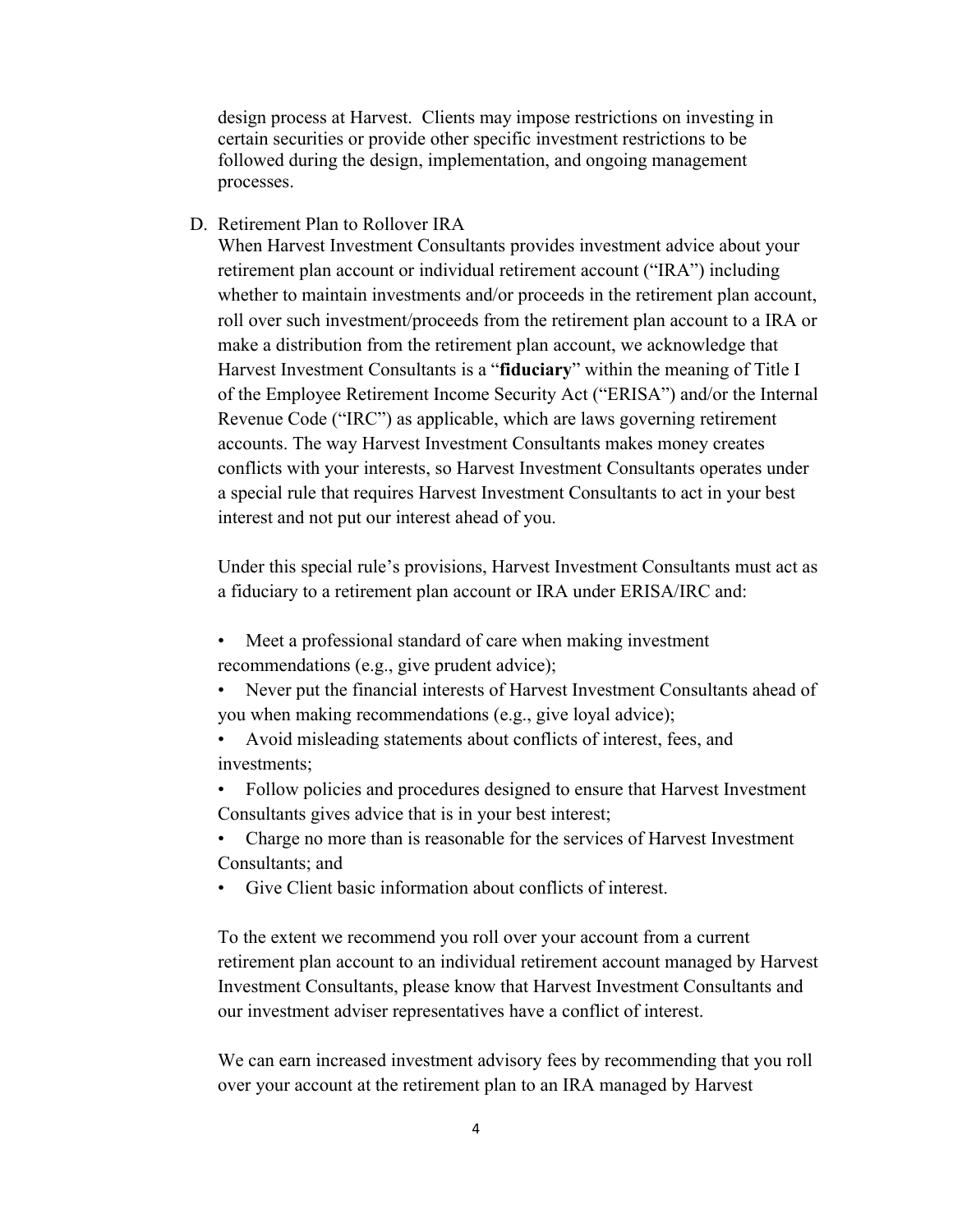design process at Harvest. Clients may impose restrictions on investing in certain securities or provide other specific investment restrictions to be followed during the design, implementation, and ongoing management processes.

D. Retirement Plan to Rollover IRA

When Harvest Investment Consultants provides investment advice about your retirement plan account or individual retirement account ("IRA") including whether to maintain investments and/or proceeds in the retirement plan account, roll over such investment/proceeds from the retirement plan account to a IRA or make a distribution from the retirement plan account, we acknowledge that Harvest Investment Consultants is a "**fiduciary**" within the meaning of Title I of the Employee Retirement Income Security Act ("ERISA") and/or the Internal Revenue Code ("IRC") as applicable, which are laws governing retirement accounts. The way Harvest Investment Consultants makes money creates conflicts with your interests, so Harvest Investment Consultants operates under a special rule that requires Harvest Investment Consultants to act in your best interest and not put our interest ahead of you.

Under this special rule's provisions, Harvest Investment Consultants must act as a fiduciary to a retirement plan account or IRA under ERISA/IRC and:

- Meet a professional standard of care when making investment recommendations (e.g., give prudent advice);
- Never put the financial interests of Harvest Investment Consultants ahead of you when making recommendations (e.g., give loyal advice);
- Avoid misleading statements about conflicts of interest, fees, and investments;
- Follow policies and procedures designed to ensure that Harvest Investment Consultants gives advice that is in your best interest;
- Charge no more than is reasonable for the services of Harvest Investment Consultants; and
- Give Client basic information about conflicts of interest.

To the extent we recommend you roll over your account from a current retirement plan account to an individual retirement account managed by Harvest Investment Consultants, please know that Harvest Investment Consultants and our investment adviser representatives have a conflict of interest.

We can earn increased investment advisory fees by recommending that you roll over your account at the retirement plan to an IRA managed by Harvest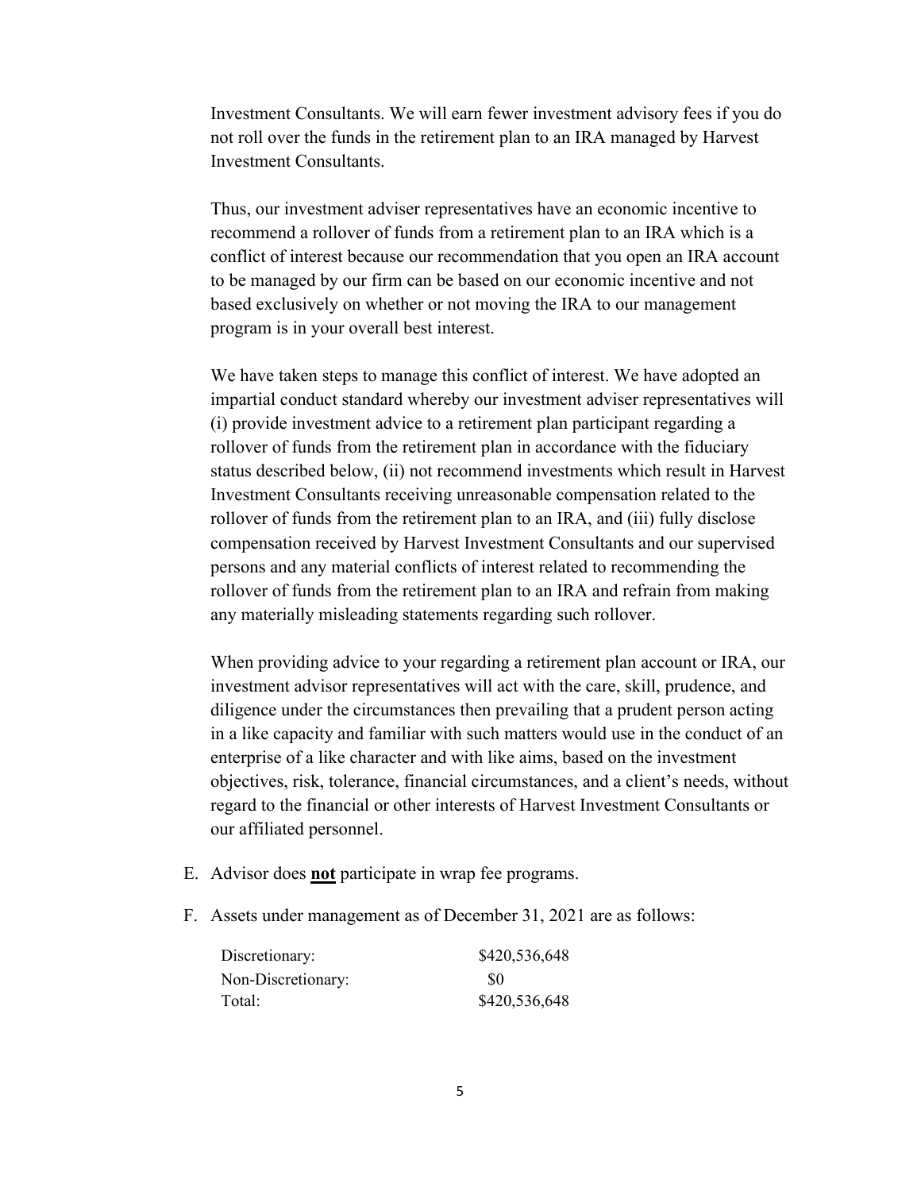Investment Consultants. We will earn fewer investment advisory fees if you do not roll over the funds in the retirement plan to an IRA managed by Harvest Investment Consultants.

Thus, our investment adviser representatives have an economic incentive to recommend a rollover of funds from a retirement plan to an IRA which is a conflict of interest because our recommendation that you open an IRA account to be managed by our firm can be based on our economic incentive and not based exclusively on whether or not moving the IRA to our management program is in your overall best interest.

We have taken steps to manage this conflict of interest. We have adopted an impartial conduct standard whereby our investment adviser representatives will (i) provide investment advice to a retirement plan participant regarding a rollover of funds from the retirement plan in accordance with the fiduciary status described below, (ii) not recommend investments which result in Harvest Investment Consultants receiving unreasonable compensation related to the rollover of funds from the retirement plan to an IRA, and (iii) fully disclose compensation received by Harvest Investment Consultants and our supervised persons and any material conflicts of interest related to recommending the rollover of funds from the retirement plan to an IRA and refrain from making any materially misleading statements regarding such rollover.

When providing advice to your regarding a retirement plan account or IRA, our investment advisor representatives will act with the care, skill, prudence, and diligence under the circumstances then prevailing that a prudent person acting in a like capacity and familiar with such matters would use in the conduct of an enterprise of a like character and with like aims, based on the investment objectives, risk, tolerance, financial circumstances, and a client's needs, without regard to the financial or other interests of Harvest Investment Consultants or our affiliated personnel.

E. Advisor does **<u>not</u>** participate in wrap fee programs.

F. Assets under management as of December 31, 2021 are as follows:

| | |
|---|---|
| Discretionary: | \$420,536,648 |
| Non-Discretionary: | \$0 |
| Total: | \$420,536,648 |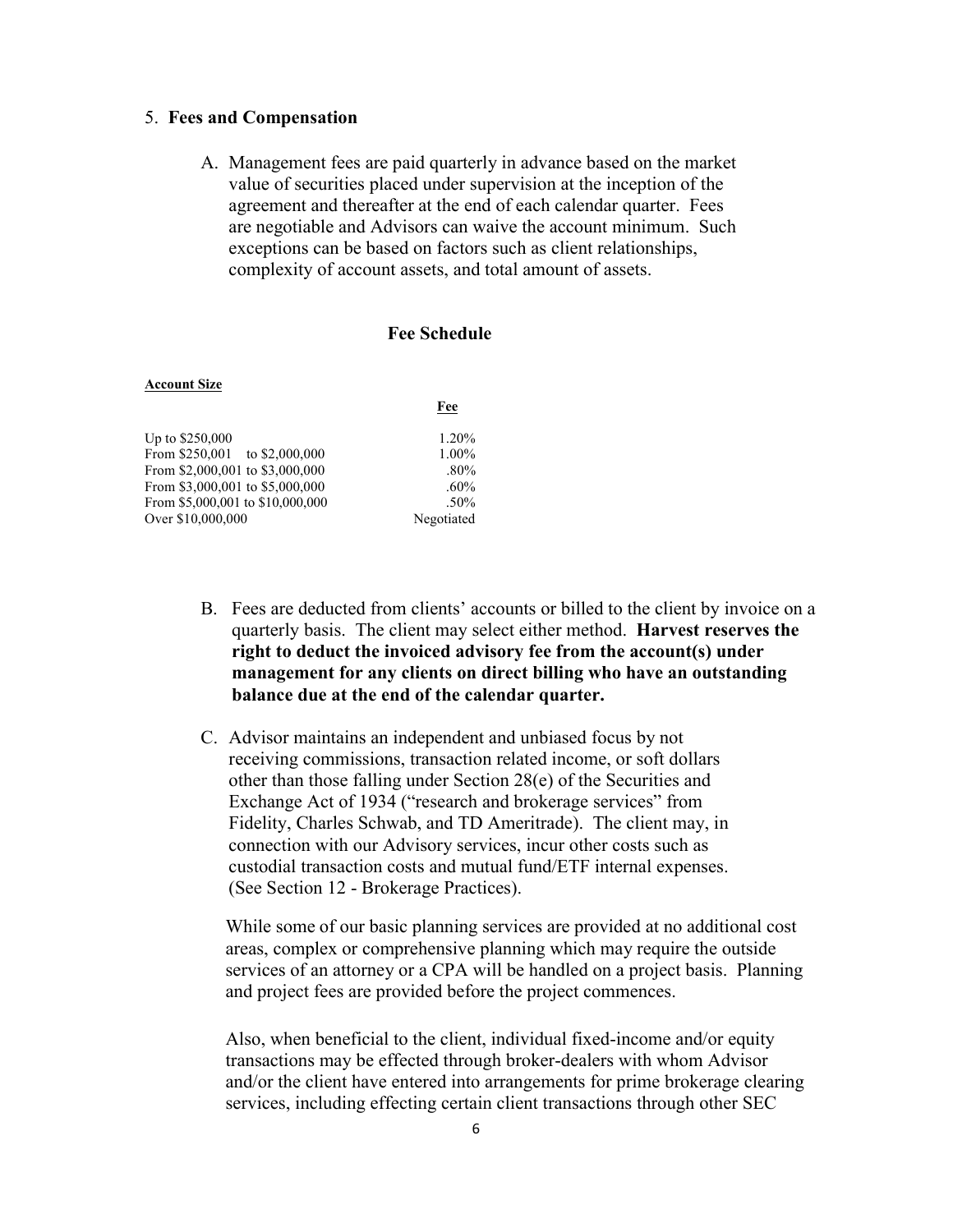## 5. **Fees and Compensation**

A. Management fees are paid quarterly in advance based on the market value of securities placed under supervision at the inception of the agreement and thereafter at the end of each calendar quarter. Fees are negotiable and Advisors can waive the account minimum. Such exceptions can be based on factors such as client relationships, complexity of account assets, and total amount of assets.

### Fee Schedule

| **Account Size** | **Fee** |
|---|---|
| Up to $250,000 | 1.20% |
| From $250,001 to $2,000,000 | 1.00% |
| From $2,000,001 to $3,000,000 | .80% |
| From $3,000,001 to $5,000,000 | .60% |
| From $5,000,001 to $10,000,000 | .50% |
| Over $10,000,000 | Negotiated |

B. Fees are deducted from clients' accounts or billed to the client by invoice on a quarterly basis. The client may select either method. **Harvest reserves the right to deduct the invoiced advisory fee from the account(s) under management for any clients on direct billing who have an outstanding balance due at the end of the calendar quarter.**

C. Advisor maintains an independent and unbiased focus by not receiving commissions, transaction related income, or soft dollars other than those falling under Section 28(e) of the Securities and Exchange Act of 1934 ("research and brokerage services" from Fidelity, Charles Schwab, and TD Ameritrade). The client may, in connection with our Advisory services, incur other costs such as custodial transaction costs and mutual fund/ETF internal expenses. (See Section 12 - Brokerage Practices).

While some of our basic planning services are provided at no additional cost areas, complex or comprehensive planning which may require the outside services of an attorney or a CPA will be handled on a project basis. Planning and project fees are provided before the project commences.

Also, when beneficial to the client, individual fixed-income and/or equity transactions may be effected through broker-dealers with whom Advisor and/or the client have entered into arrangements for prime brokerage clearing services, including effecting certain client transactions through other SEC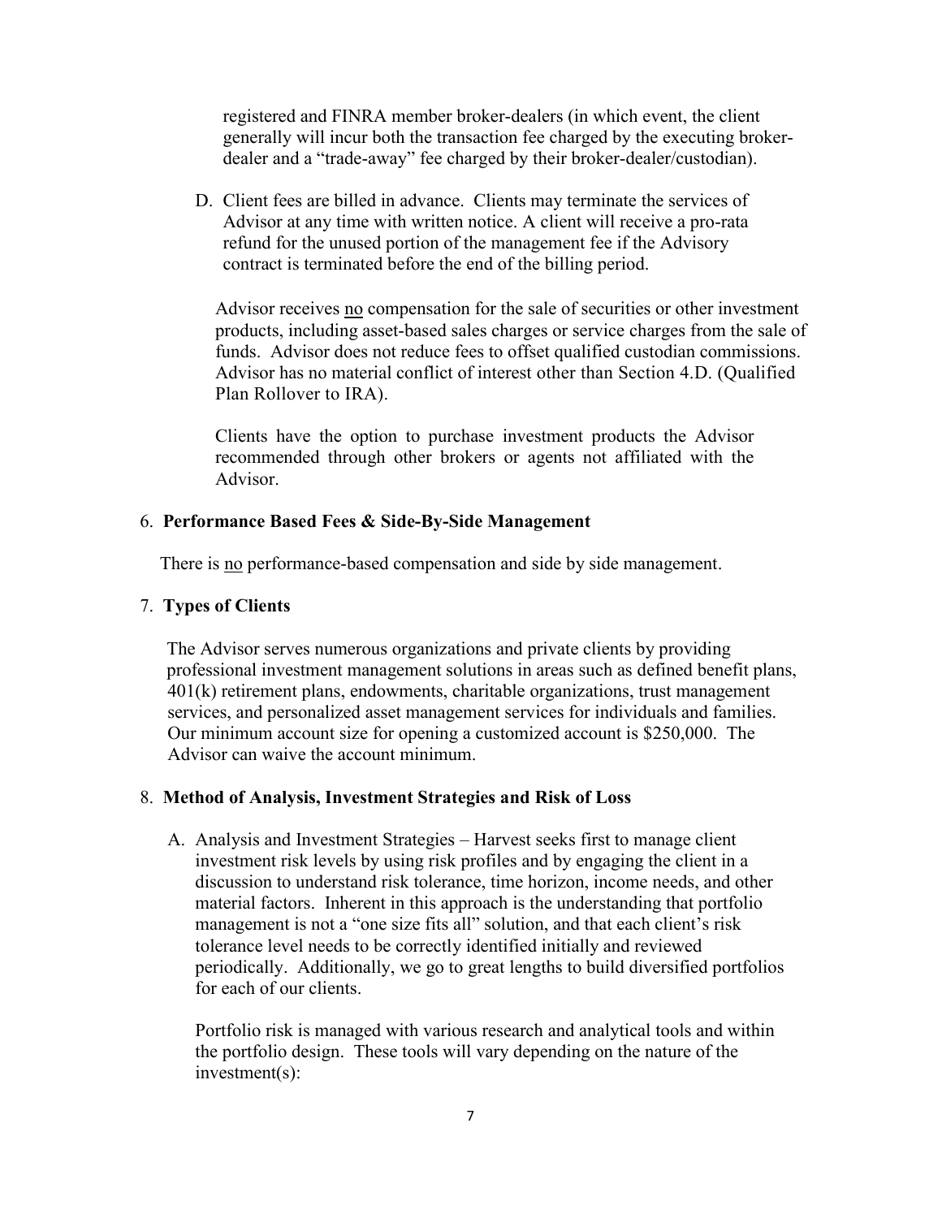registered and FINRA member broker-dealers (in which event, the client generally will incur both the transaction fee charged by the executing broker-dealer and a "trade-away" fee charged by their broker-dealer/custodian).

D. Client fees are billed in advance. Clients may terminate the services of Advisor at any time with written notice. A client will receive a pro-rata refund for the unused portion of the management fee if the Advisory contract is terminated before the end of the billing period.

Advisor receives <u>no</u> compensation for the sale of securities or other investment products, including asset-based sales charges or service charges from the sale of funds. Advisor does not reduce fees to offset qualified custodian commissions. Advisor has no material conflict of interest other than Section 4.D. (Qualified Plan Rollover to IRA).

Clients have the option to purchase investment products the Advisor recommended through other brokers or agents not affiliated with the Advisor.

## 6. **Performance Based Fees & Side-By-Side Management**

There is <u>no</u> performance-based compensation and side by side management.

## 7. **Types of Clients**

The Advisor serves numerous organizations and private clients by providing professional investment management solutions in areas such as defined benefit plans, 401(k) retirement plans, endowments, charitable organizations, trust management services, and personalized asset management services for individuals and families. Our minimum account size for opening a customized account is $250,000. The Advisor can waive the account minimum.

## 8. **Method of Analysis, Investment Strategies and Risk of Loss**

A. Analysis and Investment Strategies – Harvest seeks first to manage client investment risk levels by using risk profiles and by engaging the client in a discussion to understand risk tolerance, time horizon, income needs, and other material factors. Inherent in this approach is the understanding that portfolio management is not a "one size fits all" solution, and that each client's risk tolerance level needs to be correctly identified initially and reviewed periodically. Additionally, we go to great lengths to build diversified portfolios for each of our clients.

Portfolio risk is managed with various research and analytical tools and within the portfolio design. These tools will vary depending on the nature of the investment(s):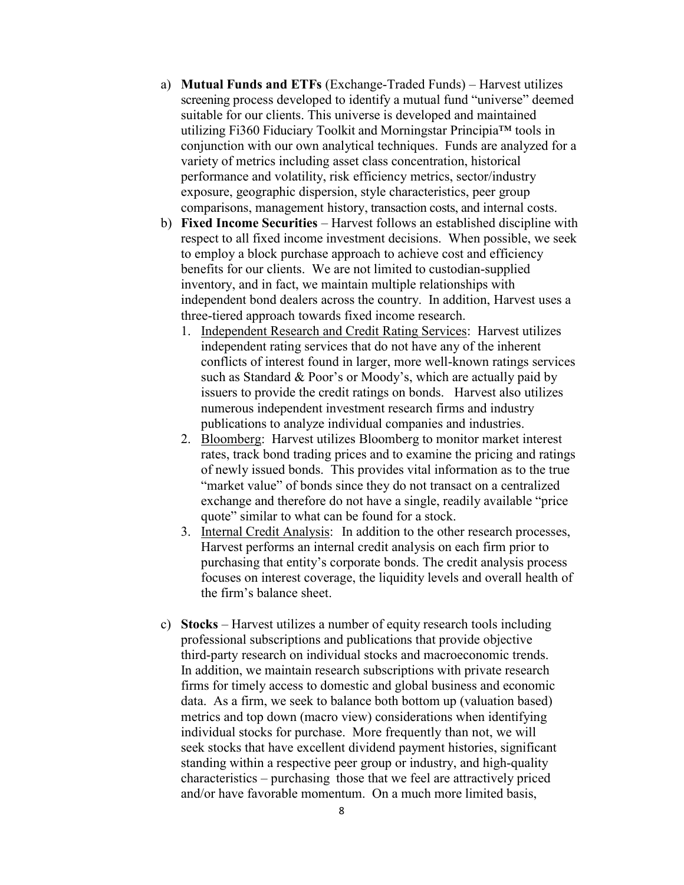a) **Mutual Funds and ETFs** (Exchange-Traded Funds) – Harvest utilizes screening process developed to identify a mutual fund "universe" deemed suitable for our clients. This universe is developed and maintained utilizing Fi360 Fiduciary Toolkit and Morningstar Principia™ tools in conjunction with our own analytical techniques. Funds are analyzed for a variety of metrics including asset class concentration, historical performance and volatility, risk efficiency metrics, sector/industry exposure, geographic dispersion, style characteristics, peer group comparisons, management history, transaction costs, and internal costs.

b) **Fixed Income Securities** – Harvest follows an established discipline with respect to all fixed income investment decisions. When possible, we seek to employ a block purchase approach to achieve cost and efficiency benefits for our clients. We are not limited to custodian-supplied inventory, and in fact, we maintain multiple relationships with independent bond dealers across the country. In addition, Harvest uses a three-tiered approach towards fixed income research.

   1. <u>Independent Research and Credit Rating Services</u>: Harvest utilizes independent rating services that do not have any of the inherent conflicts of interest found in larger, more well-known ratings services such as Standard & Poor's or Moody's, which are actually paid by issuers to provide the credit ratings on bonds. Harvest also utilizes numerous independent investment research firms and industry publications to analyze individual companies and industries.
   2. <u>Bloomberg</u>: Harvest utilizes Bloomberg to monitor market interest rates, track bond trading prices and to examine the pricing and ratings of newly issued bonds. This provides vital information as to the true "market value" of bonds since they do not transact on a centralized exchange and therefore do not have a single, readily available "price quote" similar to what can be found for a stock.
   3. <u>Internal Credit Analysis</u>: In addition to the other research processes, Harvest performs an internal credit analysis on each firm prior to purchasing that entity's corporate bonds. The credit analysis process focuses on interest coverage, the liquidity levels and overall health of the firm's balance sheet.

c) **Stocks** – Harvest utilizes a number of equity research tools including professional subscriptions and publications that provide objective third-party research on individual stocks and macroeconomic trends. In addition, we maintain research subscriptions with private research firms for timely access to domestic and global business and economic data. As a firm, we seek to balance both bottom up (valuation based) metrics and top down (macro view) considerations when identifying individual stocks for purchase. More frequently than not, we will seek stocks that have excellent dividend payment histories, significant standing within a respective peer group or industry, and high-quality characteristics – purchasing those that we feel are attractively priced and/or have favorable momentum. On a much more limited basis,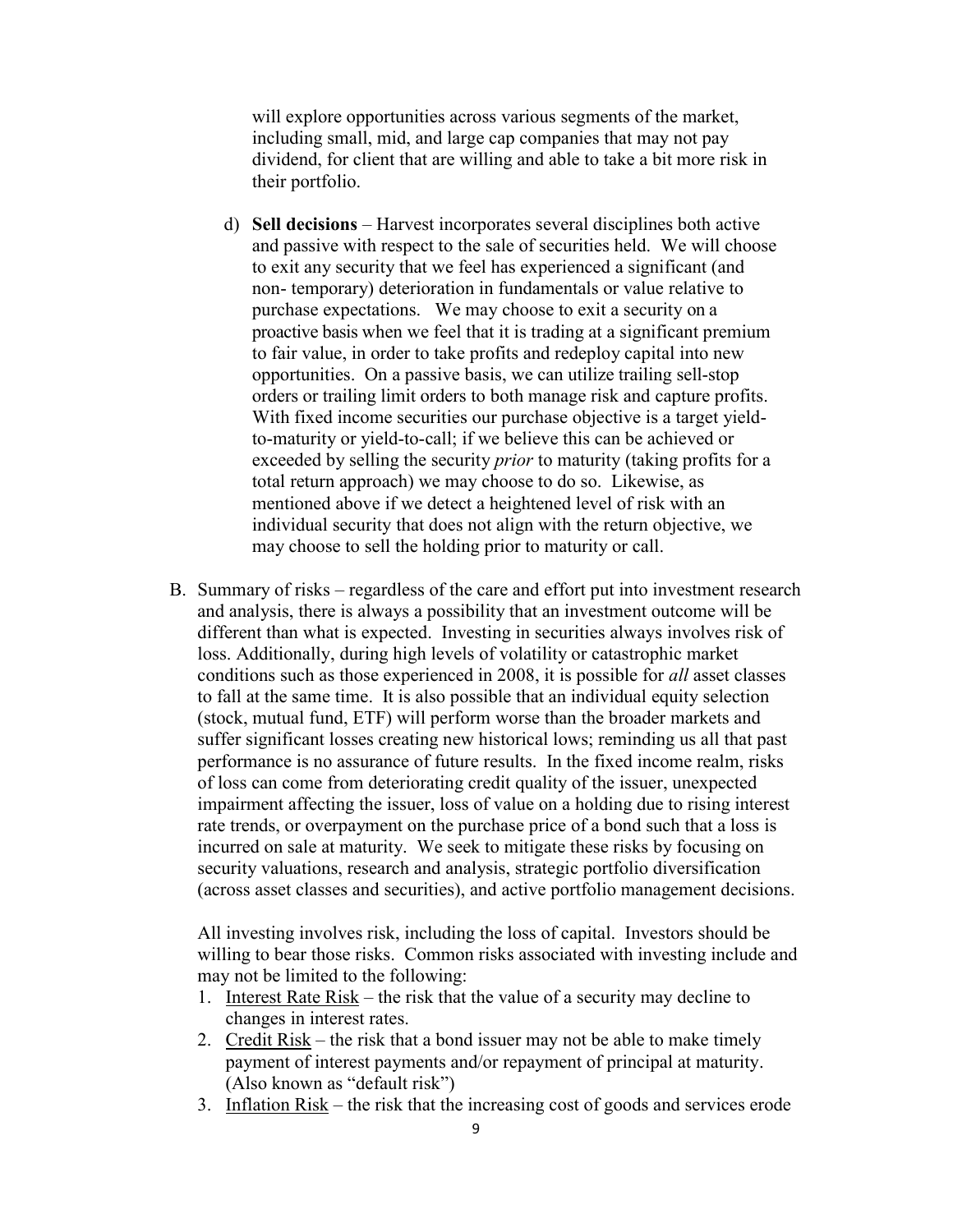will explore opportunities across various segments of the market, including small, mid, and large cap companies that may not pay dividend, for client that are willing and able to take a bit more risk in their portfolio.

d) **Sell decisions** – Harvest incorporates several disciplines both active and passive with respect to the sale of securities held. We will choose to exit any security that we feel has experienced a significant (and non- temporary) deterioration in fundamentals or value relative to purchase expectations. We may choose to exit a security on a proactive basis when we feel that it is trading at a significant premium to fair value, in order to take profits and redeploy capital into new opportunities. On a passive basis, we can utilize trailing sell-stop orders or trailing limit orders to both manage risk and capture profits. With fixed income securities our purchase objective is a target yield-to-maturity or yield-to-call; if we believe this can be achieved or exceeded by selling the security *prior* to maturity (taking profits for a total return approach) we may choose to do so. Likewise, as mentioned above if we detect a heightened level of risk with an individual security that does not align with the return objective, we may choose to sell the holding prior to maturity or call.

B. Summary of risks – regardless of the care and effort put into investment research and analysis, there is always a possibility that an investment outcome will be different than what is expected. Investing in securities always involves risk of loss. Additionally, during high levels of volatility or catastrophic market conditions such as those experienced in 2008, it is possible for *all* asset classes to fall at the same time. It is also possible that an individual equity selection (stock, mutual fund, ETF) will perform worse than the broader markets and suffer significant losses creating new historical lows; reminding us all that past performance is no assurance of future results. In the fixed income realm, risks of loss can come from deteriorating credit quality of the issuer, unexpected impairment affecting the issuer, loss of value on a holding due to rising interest rate trends, or overpayment on the purchase price of a bond such that a loss is incurred on sale at maturity. We seek to mitigate these risks by focusing on security valuations, research and analysis, strategic portfolio diversification (across asset classes and securities), and active portfolio management decisions.

All investing involves risk, including the loss of capital. Investors should be willing to bear those risks. Common risks associated with investing include and may not be limited to the following:

1. Interest Rate Risk – the risk that the value of a security may decline to changes in interest rates.
2. Credit Risk – the risk that a bond issuer may not be able to make timely payment of interest payments and/or repayment of principal at maturity. (Also known as "default risk")
3. Inflation Risk – the risk that the increasing cost of goods and services erode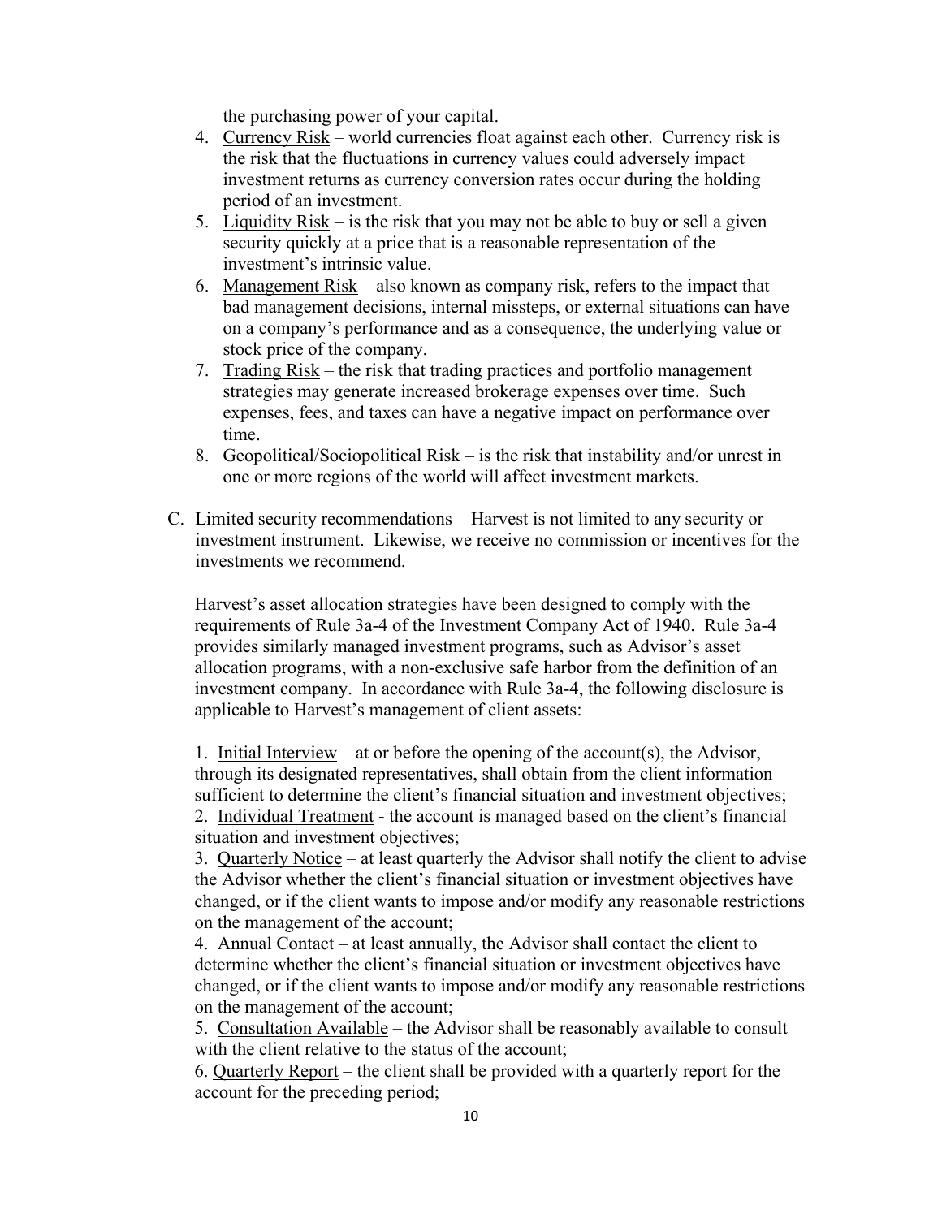the purchasing power of your capital.

4. Currency Risk – world currencies float against each other. Currency risk is the risk that the fluctuations in currency values could adversely impact investment returns as currency conversion rates occur during the holding period of an investment.
5. Liquidity Risk – is the risk that you may not be able to buy or sell a given security quickly at a price that is a reasonable representation of the investment's intrinsic value.
6. Management Risk – also known as company risk, refers to the impact that bad management decisions, internal missteps, or external situations can have on a company's performance and as a consequence, the underlying value or stock price of the company.
7. Trading Risk – the risk that trading practices and portfolio management strategies may generate increased brokerage expenses over time. Such expenses, fees, and taxes can have a negative impact on performance over time.
8. Geopolitical/Sociopolitical Risk – is the risk that instability and/or unrest in one or more regions of the world will affect investment markets.

C. Limited security recommendations – Harvest is not limited to any security or investment instrument. Likewise, we receive no commission or incentives for the investments we recommend.

Harvest's asset allocation strategies have been designed to comply with the requirements of Rule 3a-4 of the Investment Company Act of 1940. Rule 3a-4 provides similarly managed investment programs, such as Advisor's asset allocation programs, with a non-exclusive safe harbor from the definition of an investment company. In accordance with Rule 3a-4, the following disclosure is applicable to Harvest's management of client assets:

1. Initial Interview – at or before the opening of the account(s), the Advisor, through its designated representatives, shall obtain from the client information sufficient to determine the client's financial situation and investment objectives;
2. Individual Treatment - the account is managed based on the client's financial situation and investment objectives;
3. Quarterly Notice – at least quarterly the Advisor shall notify the client to advise the Advisor whether the client's financial situation or investment objectives have changed, or if the client wants to impose and/or modify any reasonable restrictions on the management of the account;
4. Annual Contact – at least annually, the Advisor shall contact the client to determine whether the client's financial situation or investment objectives have changed, or if the client wants to impose and/or modify any reasonable restrictions on the management of the account;
5. Consultation Available – the Advisor shall be reasonably available to consult with the client relative to the status of the account;
6. Quarterly Report – the client shall be provided with a quarterly report for the account for the preceding period;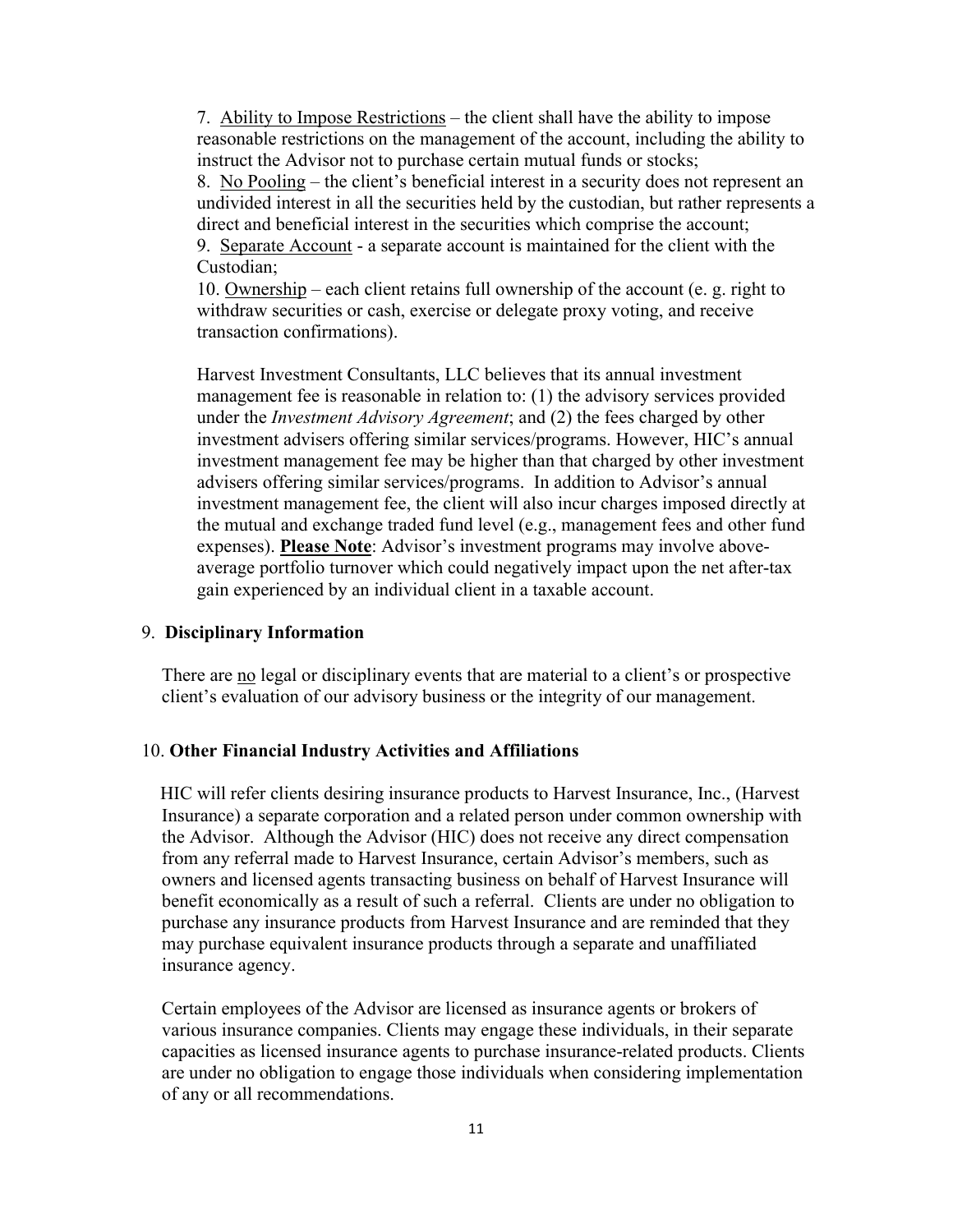7. Ability to Impose Restrictions – the client shall have the ability to impose reasonable restrictions on the management of the account, including the ability to instruct the Advisor not to purchase certain mutual funds or stocks;
8. No Pooling – the client's beneficial interest in a security does not represent an undivided interest in all the securities held by the custodian, but rather represents a direct and beneficial interest in the securities which comprise the account;
9. Separate Account - a separate account is maintained for the client with the Custodian;
10. Ownership – each client retains full ownership of the account (e. g. right to withdraw securities or cash, exercise or delegate proxy voting, and receive transaction confirmations).

Harvest Investment Consultants, LLC believes that its annual investment management fee is reasonable in relation to: (1) the advisory services provided under the *Investment Advisory Agreement*; and (2) the fees charged by other investment advisers offering similar services/programs. However, HIC's annual investment management fee may be higher than that charged by other investment advisers offering similar services/programs. In addition to Advisor's annual investment management fee, the client will also incur charges imposed directly at the mutual and exchange traded fund level (e.g., management fees and other fund expenses). **Please Note**: Advisor's investment programs may involve above-average portfolio turnover which could negatively impact upon the net after-tax gain experienced by an individual client in a taxable account.

## 9. **Disciplinary Information**

There are no legal or disciplinary events that are material to a client's or prospective client's evaluation of our advisory business or the integrity of our management.

## 10. **Other Financial Industry Activities and Affiliations**

HIC will refer clients desiring insurance products to Harvest Insurance, Inc., (Harvest Insurance) a separate corporation and a related person under common ownership with the Advisor. Although the Advisor (HIC) does not receive any direct compensation from any referral made to Harvest Insurance, certain Advisor's members, such as owners and licensed agents transacting business on behalf of Harvest Insurance will benefit economically as a result of such a referral. Clients are under no obligation to purchase any insurance products from Harvest Insurance and are reminded that they may purchase equivalent insurance products through a separate and unaffiliated insurance agency.

Certain employees of the Advisor are licensed as insurance agents or brokers of various insurance companies. Clients may engage these individuals, in their separate capacities as licensed insurance agents to purchase insurance-related products. Clients are under no obligation to engage those individuals when considering implementation of any or all recommendations.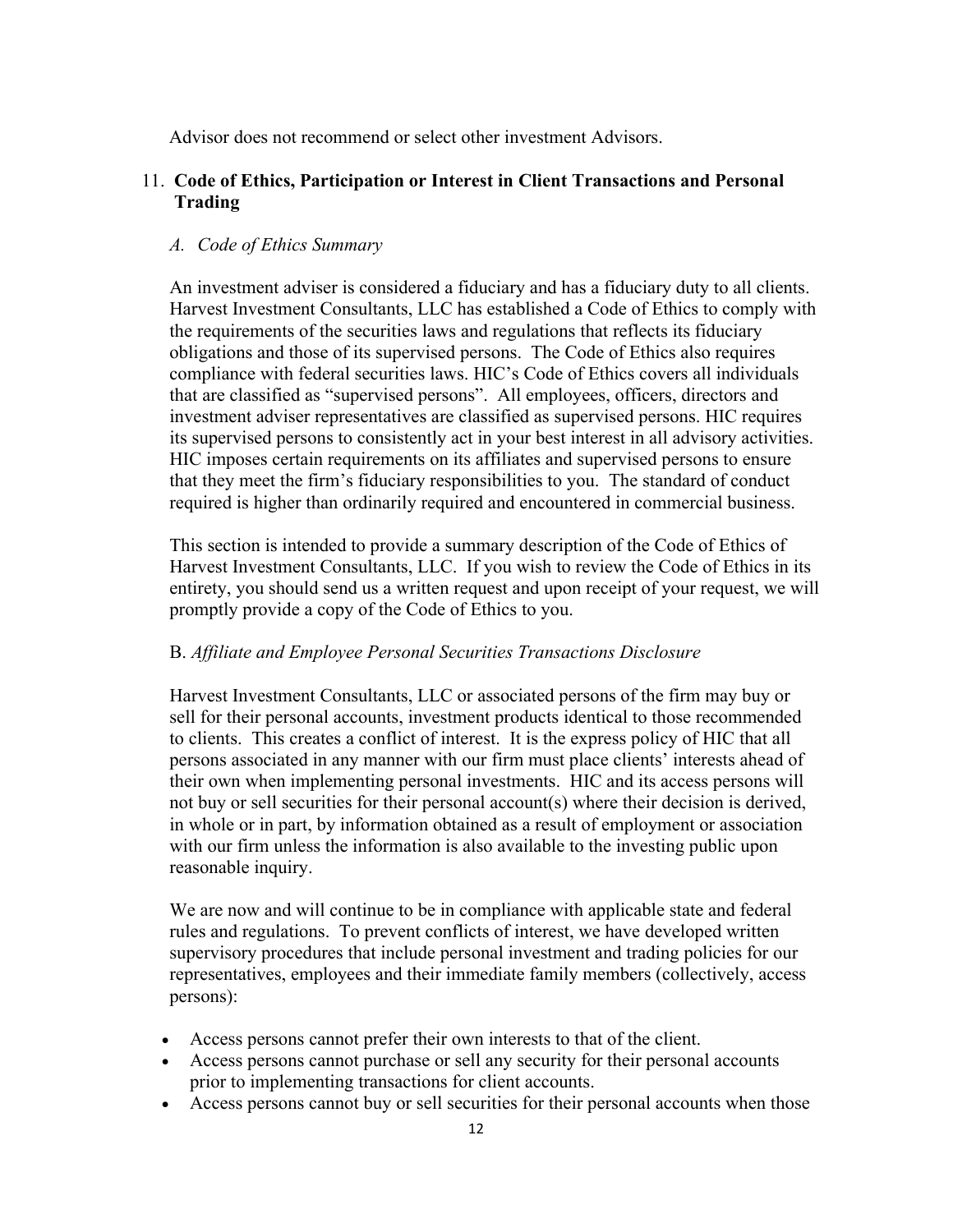Advisor does not recommend or select other investment Advisors.

## 11. Code of Ethics, Participation or Interest in Client Transactions and Personal Trading

### *A. Code of Ethics Summary*

An investment adviser is considered a fiduciary and has a fiduciary duty to all clients. Harvest Investment Consultants, LLC has established a Code of Ethics to comply with the requirements of the securities laws and regulations that reflects its fiduciary obligations and those of its supervised persons. The Code of Ethics also requires compliance with federal securities laws. HIC's Code of Ethics covers all individuals that are classified as "supervised persons". All employees, officers, directors and investment adviser representatives are classified as supervised persons. HIC requires its supervised persons to consistently act in your best interest in all advisory activities. HIC imposes certain requirements on its affiliates and supervised persons to ensure that they meet the firm's fiduciary responsibilities to you. The standard of conduct required is higher than ordinarily required and encountered in commercial business.

This section is intended to provide a summary description of the Code of Ethics of Harvest Investment Consultants, LLC. If you wish to review the Code of Ethics in its entirety, you should send us a written request and upon receipt of your request, we will promptly provide a copy of the Code of Ethics to you.

### B. *Affiliate and Employee Personal Securities Transactions Disclosure*

Harvest Investment Consultants, LLC or associated persons of the firm may buy or sell for their personal accountants, investment products identical to those recommended to clients. This creates a conflict of interest. It is the express policy of HIC that all persons associated in any manner with our firm must place clients' interests ahead of their own when implementing personal investments. HIC and its access persons will not buy or sell securities for their personal account(s) where their decision is derived, in whole or in part, by information obtained as a result of employment or association with our firm unless the information is also available to the investing public upon reasonable inquiry.

We are now and will continue to be in compliance with applicable state and federal rules and regulations. To prevent conflicts of interest, we have developed written supervisory procedures that include personal investment and trading policies for our representatives, employees and their immediate family members (collectively, access persons):

- Access persons cannot prefer their own interests to that of the client.
- Access persons cannot purchase or sell any security for their personal accounts prior to implementing transactions for client accounts.
- Access persons cannot buy or sell securities for their personal accounts when those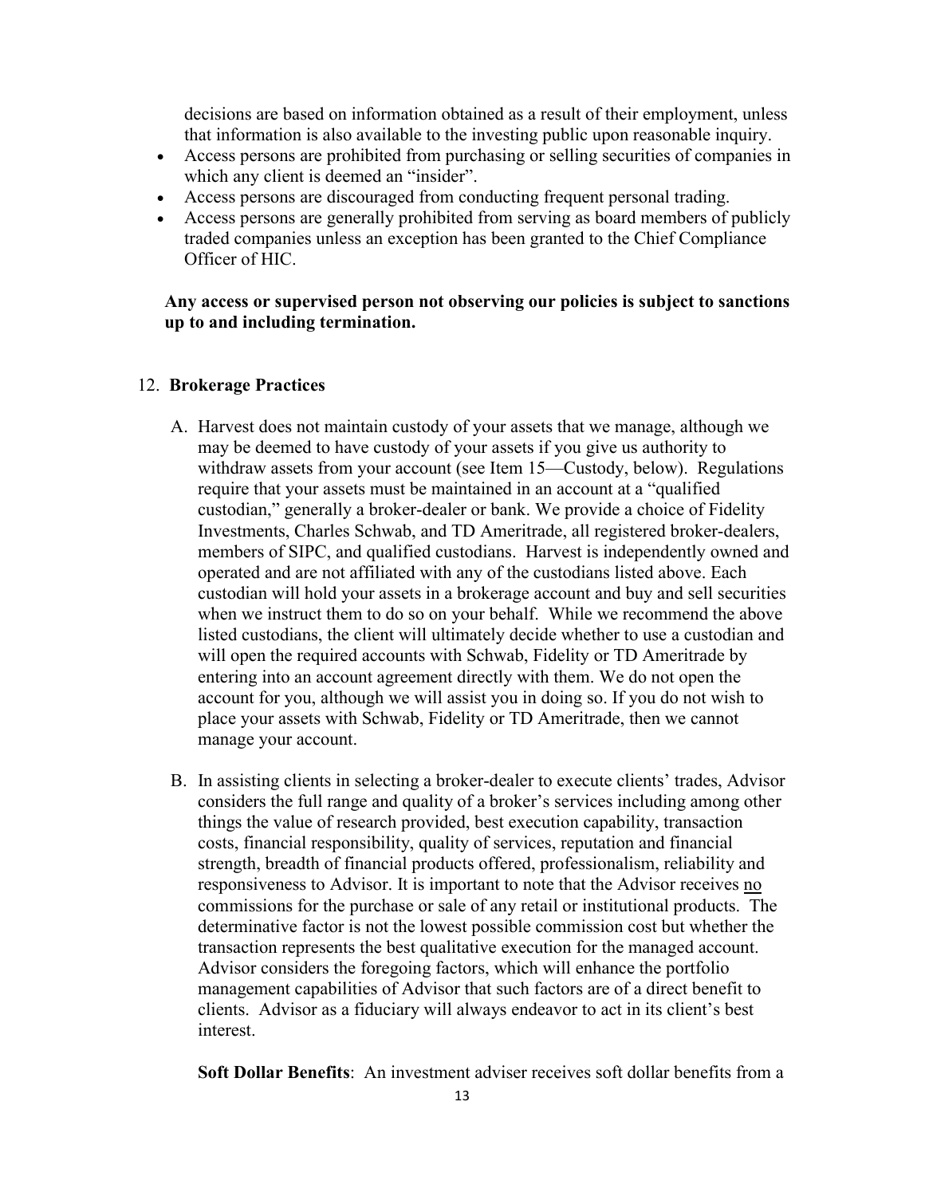decisions are based on information obtained as a result of their employment, unless that information is also available to the investing public upon reasonable inquiry.

- Access persons are prohibited from purchasing or selling securities of companies in which any client is deemed an "insider".
- Access persons are discouraged from conducting frequent personal trading.
- Access persons are generally prohibited from serving as board members of publicly traded companies unless an exception has been granted to the Chief Compliance Officer of HIC.

**Any access or supervised person not observing our policies is subject to sanctions up to and including termination.**

12. **Brokerage Practices**

A. Harvest does not maintain custody of your assets that we manage, although we may be deemed to have custody of your assets if you give us authority to withdraw assets from your account (see Item 15—Custody, below). Regulations require that your assets must be maintained in an account at a "qualified custodian," generally a broker-dealer or bank. We provide a choice of Fidelity Investments, Charles Schwab, and TD Ameritrade, all registered broker-dealers, members of SIPC, and qualified custodians. Harvest is independently owned and operated and are not affiliated with any of the custodians listed above. Each custodian will hold your assets in a brokerage account and buy and sell securities when we instruct them to do so on your behalf. While we recommend the above listed custodians, the client will ultimately decide whether to use a custodian and will open the required accounts with Schwab, Fidelity or TD Ameritrade by entering into an account agreement directly with them. We do not open the account for you, although we will assist you in doing so. If you do not wish to place your assets with Schwab, Fidelity or TD Ameritrade, then we cannot manage your account.

B. In assisting clients in selecting a broker-dealer to execute clients' trades, Advisor considers the full range and quality of a broker's services including among other things the value of research provided, best execution capability, transaction costs, financial responsibility, quality of services, reputation and financial strength, breadth of financial products offered, professionalism, reliability and responsiveness to Advisor. It is important to note that the Advisor receives no commissions for the purchase or sale of any retail or institutional products. The determinative factor is not the lowest possible commission cost but whether the transaction represents the best qualitative execution for the managed account. Advisor considers the foregoing factors, which will enhance the portfolio management capabilities of Advisor that such factors are of a direct benefit to clients. Advisor as a fiduciary will always endeavor to act in its client's best interest.

**Soft Dollar Benefits**: An investment adviser receives soft dollar benefits from a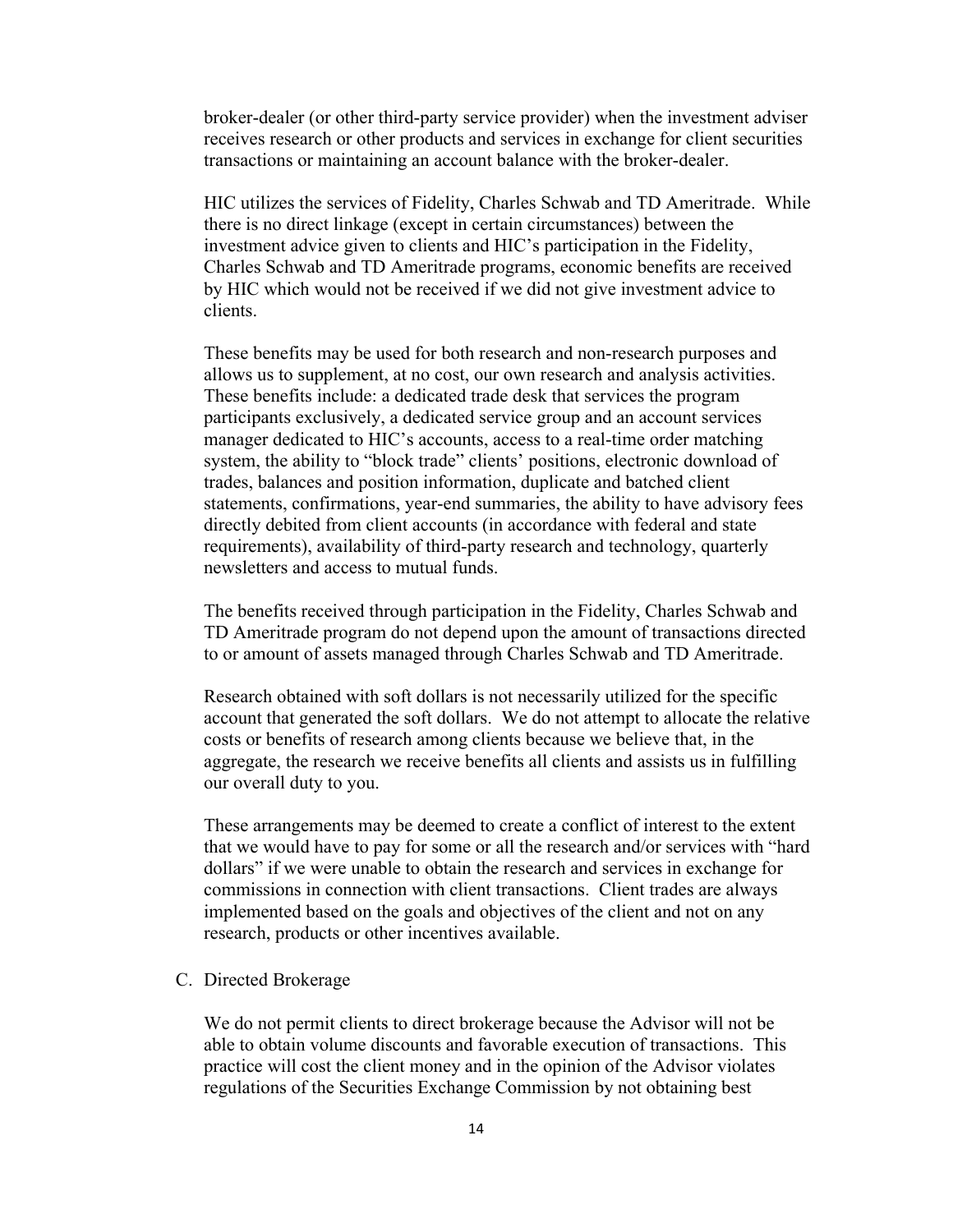broker-dealer (or other third-party service provider) when the investment adviser receives research or other products and services in exchange for client securities transactions or maintaining an account balance with the broker-dealer.

HIC utilizes the services of Fidelity, Charles Schwab and TD Ameritrade. While there is no direct linkage (except in certain circumstances) between the investment advice given to clients and HIC's participation in the Fidelity, Charles Schwab and TD Ameritrade programs, economic benefits are received by HIC which would not be received if we did not give investment advice to clients.

These benefits may be used for both research and non-research purposes and allows us to supplement, at no cost, our own research and analysis activities. These benefits include: a dedicated trade desk that services the program participants exclusively, a dedicated service group and an account services manager dedicated to HIC's accounts, access to a real-time order matching system, the ability to "block trade" clients' positions, electronic download of trades, balances and position information, duplicate and batched client statements, confirmations, year-end summaries, the ability to have advisory fees directly debited from client accounts (in accordance with federal and state requirements), availability of third-party research and technology, quarterly newsletters and access to mutual funds.

The benefits received through participation in the Fidelity, Charles Schwab and TD Ameritrade program do not depend upon the amount of transactions directed to or amount of assets managed through Charles Schwab and TD Ameritrade.

Research obtained with soft dollars is not necessarily utilized for the specific account that generated the soft dollars. We do not attempt to allocate the relative costs or benefits of research among clients because we believe that, in the aggregate, the research we receive benefits all clients and assists us in fulfilling our overall duty to you.

These arrangements may be deemed to create a conflict of interest to the extent that we would have to pay for some or all the research and/or services with "hard dollars" if we were unable to obtain the research and services in exchange for commissions in connection with client transactions. Client trades are always implemented based on the goals and objectives of the client and not on any research, products or other incentives available.

C. Directed Brokerage

We do not permit clients to direct brokerage because the Advisor will not be able to obtain volume discounts and favorable execution of transactions. This practice will cost the client money and in the opinion of the Advisor violates regulations of the Securities Exchange Commission by not obtaining best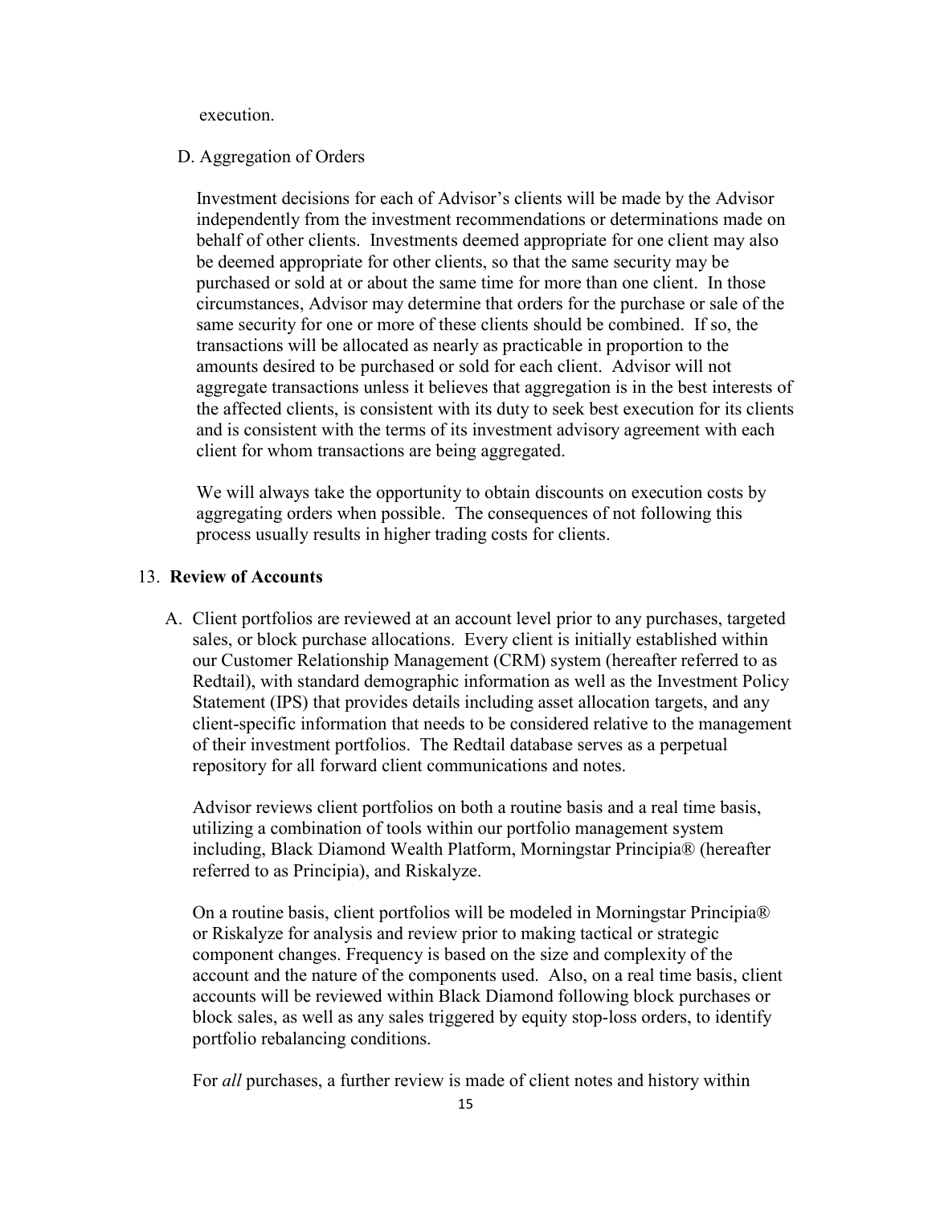execution.

D. Aggregation of Orders

Investment decisions for each of Advisor's clients will be made by the Advisor independently from the investment recommendations or determinations made on behalf of other clients. Investments deemed appropriate for one client may also be deemed appropriate for other clients, so that the same security may be purchased or sold at or about the same time for more than one client. In those circumstances, Advisor may determine that orders for the purchase or sale of the same security for one or more of these clients should be combined. If so, the transactions will be allocated as nearly as practicable in proportion to the amounts desired to be purchased or sold for each client. Advisor will not aggregate transactions unless it believes that aggregation is in the best interests of the affected clients, is consistent with its duty to seek best execution for its clients and is consistent with the terms of its investment advisory agreement with each client for whom transactions are being aggregated.

We will always take the opportunity to obtain discounts on execution costs by aggregating orders when possible. The consequences of not following this process usually results in higher trading costs for clients.

13. **Review of Accounts**

A. Client portfolios are reviewed at an account level prior to any purchases, targeted sales, or block purchase allocations. Every client is initially established within our Customer Relationship Management (CRM) system (hereafter referred to as Redtail), with standard demographic information as well as the Investment Policy Statement (IPS) that provides details including asset allocation targets, and any client-specific information that needs to be considered relative to the management of their investment portfolios. The Redtail database serves as a perpetual repository for all forward client communications and notes.

Advisor reviews client portfolios on both a routine basis and a real time basis, utilizing a combination of tools within our portfolio management system including, Black Diamond Wealth Platform, Morningstar Principia® (hereafter referred to as Principia), and Riskalyze.

On a routine basis, client portfolios will be modeled in Morningstar Principia® or Riskalyze for analysis and review prior to making tactical or strategic component changes. Frequency is based on the size and complexity of the account and the nature of the components used. Also, on a real time basis, client accounts will be reviewed within Black Diamond following block purchases or block sales, as well as any sales triggered by equity stop-loss orders, to identify portfolio rebalancing conditions.

For *all* purchases, a further review is made of client notes and history within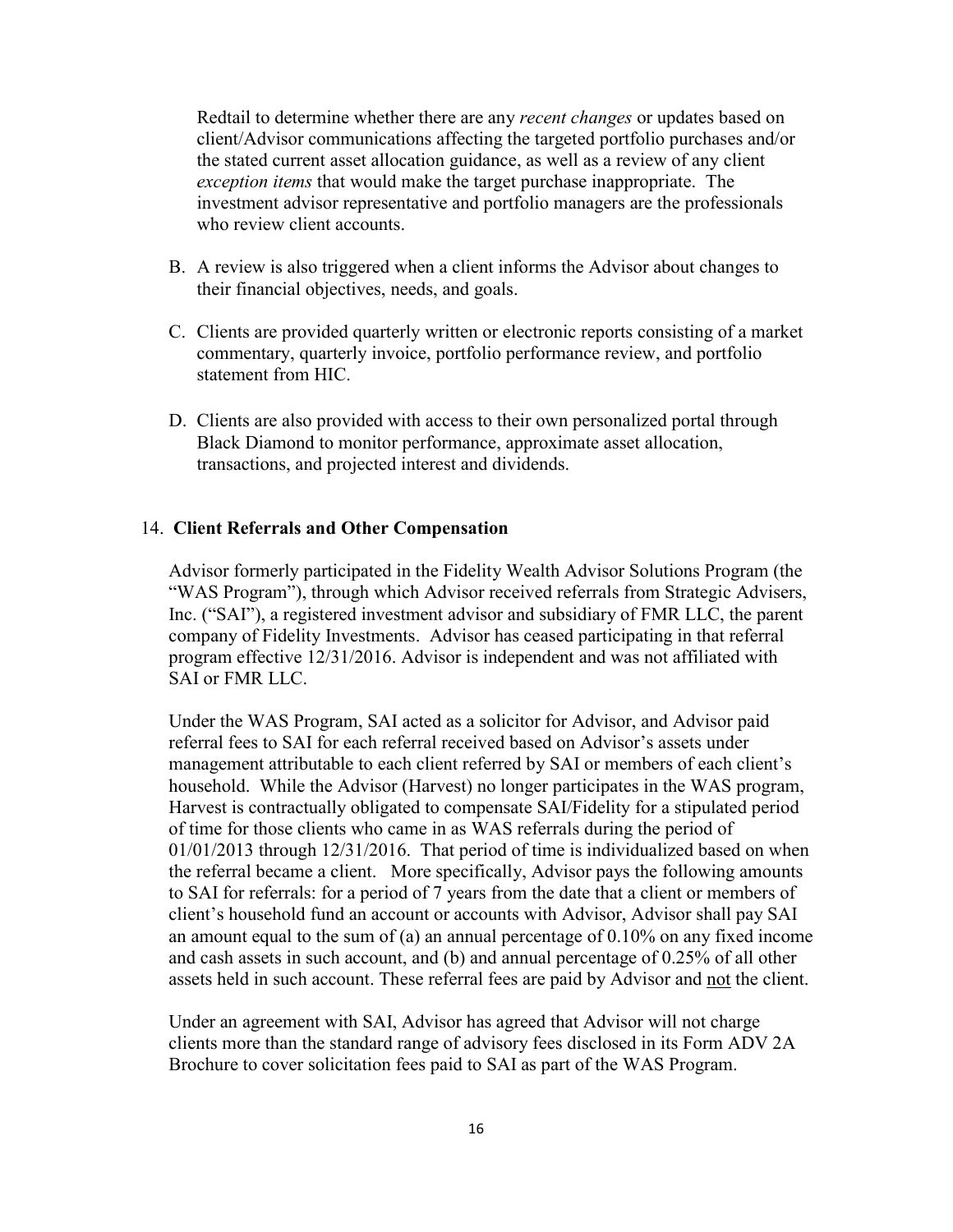Redtail to determine whether there are any *recent changes* or updates based on client/Advisor communications affecting the targeted portfolio purchases and/or the stated current asset allocation guidance, as well as a review of any client *exception items* that would make the target purchase inappropriate. The investment advisor representative and portfolio managers are the professionals who review client accounts.

B. A review is also triggered when a client informs the Advisor about changes to their financial objectives, needs, and goals.

C. Clients are provided quarterly written or electronic reports consisting of a market commentary, quarterly invoice, portfolio performance review, and portfolio statement from HIC.

D. Clients are also provided with access to their own personalized portal through Black Diamond to monitor performance, approximate asset allocation, transactions, and projected interest and dividends.

## 14. **Client Referrals and Other Compensation**

Advisor formerly participated in the Fidelity Wealth Advisor Solutions Program (the "WAS Program"), through which Advisor received referrals from Strategic Advisers, Inc. ("SAI"), a registered investment advisor and subsidiary of FMR LLC, the parent company of Fidelity Investments. Advisor has ceased participating in that referral program effective 12/31/2016. Advisor is independent and was not affiliated with SAI or FMR LLC.

Under the WAS Program, SAI acted as a solicitor for Advisor, and Advisor paid referral fees to SAI for each referral received based on Advisor's assets under management attributable to each client referred by SAI or members of each client's household. While the Advisor (Harvest) no longer participates in the WAS program, Harvest is contractually obligated to compensate SAI/Fidelity for a stipulated period of time for those clients who came in as WAS referrals during the period of 01/01/2013 through 12/31/2016. That period of time is individualized based on when the referral became a client. More specifically, Advisor pays the following amounts to SAI for referrals: for a period of 7 years from the date that a client or members of client's household fund an account or accounts with Advisor, Advisor shall pay SAI an amount equal to the sum of (a) an annual percentage of 0.10% on any fixed income and cash assets in such account, and (b) and annual percentage of 0.25% of all other assets held in such account. These referral fees are paid by Advisor and <u>not</u> the client.

Under an agreement with SAI, Advisor has agreed that Advisor will not charge clients more than the standard range of advisory fees disclosed in its Form ADV 2A Brochure to cover solicitation fees paid to SAI as part of the WAS Program.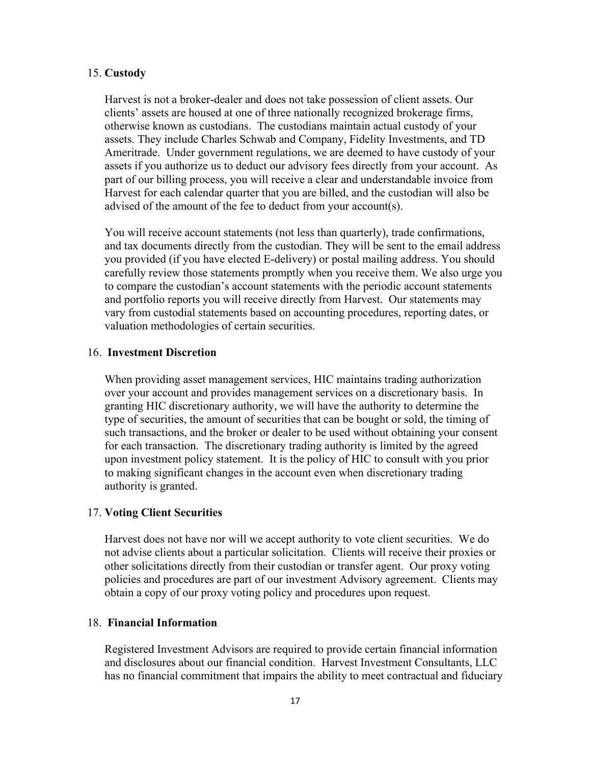## 15. **Custody**

Harvest is not a broker-dealer and does not take possession of client assets. Our clients' assets are housed at one of three nationally recognized brokerage firms, otherwise known as custodians. The custodians maintain actual custody of your assets. They include Charles Schwab and Company, Fidelity Investments, and TD Ameritrade. Under government regulations, we are deemed to have custody of your assets if you authorize us to deduct our advisory fees directly from your account. As part of our billing process, you will receive a clear and understandable invoice from Harvest for each calendar quarter that you are billed, and the custodian will also be advised of the amount of the fee to deduct from your account(s).

You will receive account statements (not less than quarterly), trade confirmations, and tax documents directly from the custodian. They will be sent to the email address you provided (if you have elected E-delivery) or postal mailing address. You should carefully review those statements promptly when you receive them. We also urge you to compare the custodian's account statements with the periodic account statements and portfolio reports you will receive directly from Harvest. Our statements may vary from custodial statements based on accounting procedures, reporting dates, or valuation methodologies of certain securities.

## 16. **Investment Discretion**

When providing asset management services, HIC maintains trading authorization over your account and provides management services on a discretionary basis. In granting HIC discretionary authority, we will have the authority to determine the type of securities, the amount of securities that can be bought or sold, the timing of such transactions, and the broker or dealer to be used without obtaining your consent for each transaction. The discretionary trading authority is limited by the agreed upon investment policy statement. It is the policy of HIC to consult with you prior to making significant changes in the account even when discretionary trading authority is granted.

## 17. **Voting Client Securities**

Harvest does not have nor will we accept authority to vote client securities. We do not advise clients about a particular solicitation. Clients will receive their proxies or other solicitations directly from their custodian or transfer agent. Our proxy voting policies and procedures are part of our investment Advisory agreement. Clients may obtain a copy of our proxy voting policy and procedures upon request.

## 18. **Financial Information**

Registered Investment Advisors are required to provide certain financial information and disclosures about our financial condition. Harvest Investment Consultants, LLC has no financial commitment that impairs the ability to meet contractual and fiduciary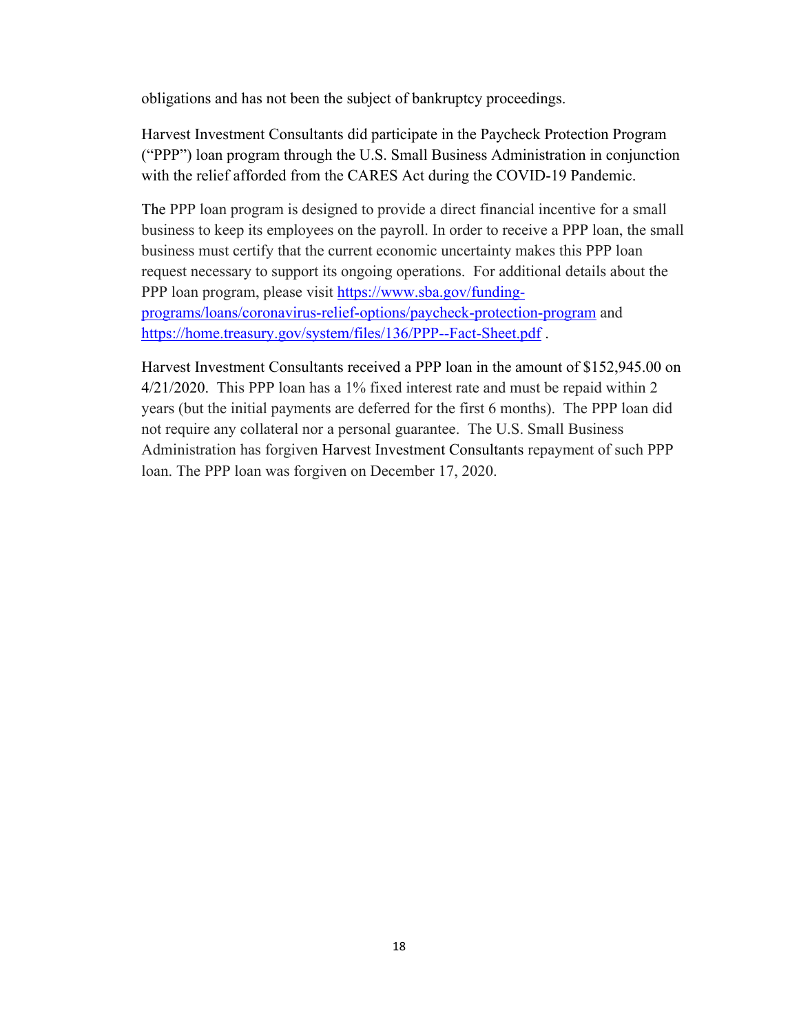obligations and has not been the subject of bankruptcy proceedings.

Harvest Investment Consultants did participate in the Paycheck Protection Program ("PPP") loan program through the U.S. Small Business Administration in conjunction with the relief afforded from the CARES Act during the COVID-19 Pandemic.

The PPP loan program is designed to provide a direct financial incentive for a small business to keep its employees on the payroll. In order to receive a PPP loan, the small business must certify that the current economic uncertainty makes this PPP loan request necessary to support its ongoing operations. For additional details about the PPP loan program, please visit [https://www.sba.gov/funding-programs/loans/coronavirus-relief-options/paycheck-protection-program](https://www.sba.gov/funding-programs/loans/coronavirus-relief-options/paycheck-protection-program) and [https://home.treasury.gov/system/files/136/PPP--Fact-Sheet.pdf](https://home.treasury.gov/system/files/136/PPP--Fact-Sheet.pdf) .

Harvest Investment Consultants received a PPP loan in the amount of $152,945.00 on 4/21/2020. This PPP loan has a 1% fixed interest rate and must be repaid within 2 years (but the initial payments are deferred for the first 6 months). The PPP loan did not require any collateral nor a personal guarantee. The U.S. Small Business Administration has forgiven Harvest Investment Consultants repayment of such PPP loan. The PPP loan was forgiven on December 17, 2020.